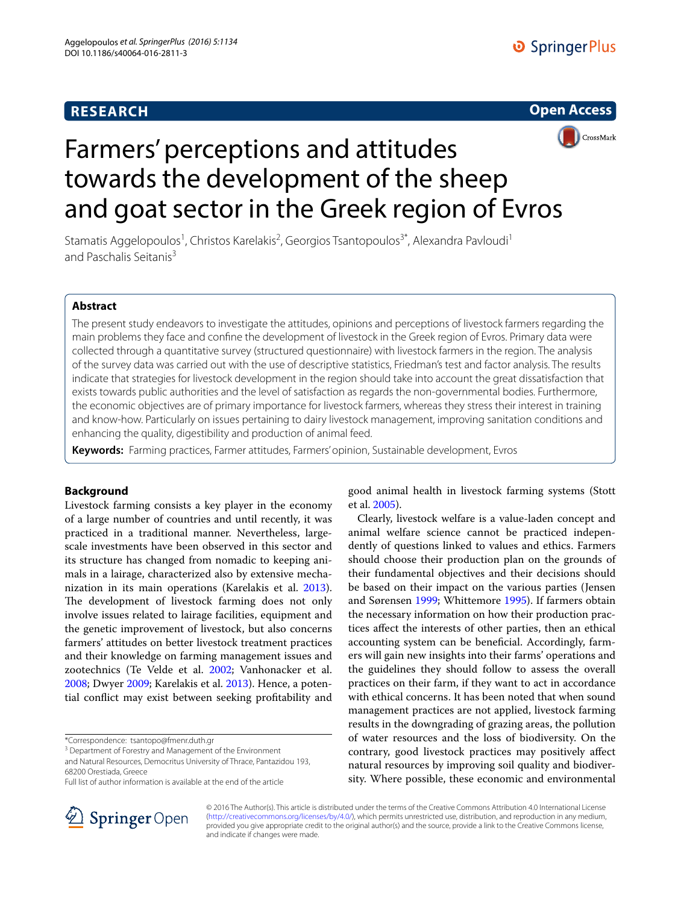RESEARCH

Open Access

# Farmers' perceptions and attitudes towards the development of the sheep and goat sector in the Greek region of Evros

Stamatis Aggelopoulos[1], Christos Karelakis[2], Georgios Tsantopoulos[3*], Alexandra Pavloudi[1] and Paschalis Seitanis[3]

## Abstract

The present study endeavors to investigate the attitudes, opinions and perceptions of livestock farmers regarding the main problems they face and confine the development of livestock in the Greek region of Evros. Primary data were collected through a quantitative survey (structured questionnaire) with livestock farmers in the region. The analysis of the survey data was carried out with the use of descriptive statistics, Friedman's test and factor analysis. The results indicate that strategies for livestock development in the region should take into account the great dissatisfaction that exists towards public authorities and the level of satisfaction as regards the non-governmental bodies. Furthermore, the economic objectives are of primary importance for livestock farmers, whereas they stress their interest in training and know-how. Particularly on issues pertaining to dairy livestock management, improving sanitation conditions and enhancing the quality, digestibility and production of animal feed.

**Keywords:** Farming practices, Farmer attitudes, Farmers' opinion, Sustainable development, Evros

## Background

Livestock farming consists a key player in the economy of a large number of countries and until recently, it was practiced in a traditional manner. Nevertheless, large-scale investments have been observed in this sector and its structure has changed from nomadic to keeping animals in a lairage, characterized also by extensive mechanization in its main operations (Karelakis et al. 2013). The development of livestock farming does not only involve issues related to lairage facilities, equipment and the genetic improvement of livestock, but also concerns farmers' attitudes on better livestock treatment practices and their knowledge on farming management issues and zootechnics (Te Velde et al. 2002; Vanhonacker et al. 2008; Dwyer 2009; Karelakis et al. 2013). Hence, a potential conflict may exist between seeking profitability and good animal health in livestock farming systems (Stott et al. 2005).

Clearly, livestock welfare is a value-laden concept and animal welfare science cannot be practiced independently of questions linked to values and ethics. Farmers should choose their production plan on the grounds of their fundamental objectives and their decisions should be based on their impact on the various parties (Jensen and Sørensen 1999; Whittemore 1995). If farmers obtain the necessary information on how their production practices affect the interests of other parties, then an ethical accounting system can be beneficial. Accordingly, farmers will gain new insights into their farms' operations and the guidelines they should follow to assess the overall practices on their farm, if they want to act in accordance with ethical concerns. It has been noted that when sound management practices are not applied, livestock farming results in the downgrading of grazing areas, the pollution of water resources and the loss of biodiversity. On the contrary, good livestock practices may positively affect natural resources by improving soil quality and biodiversity. Where possible, these economic and environmental

*Correspondence: tsantopo@fmenr.duth.gr
[3] Department of Forestry and Management of the Environment and Natural Resources, Democritus University of Thrace, Pantazidou 193, 68200 Orestiada, Greece
Full list of author information is available at the end of the article

© 2016 The Author(s). This article is distributed under the terms of the Creative Commons Attribution 4.0 International License (http://creativecommons.org/licenses/by/4.0/), which permits unrestricted use, distribution, and reproduction in any medium, provided you give appropriate credit to the original author(s) and the source, provide a link to the Creative Commons license, and indicate if changes were made.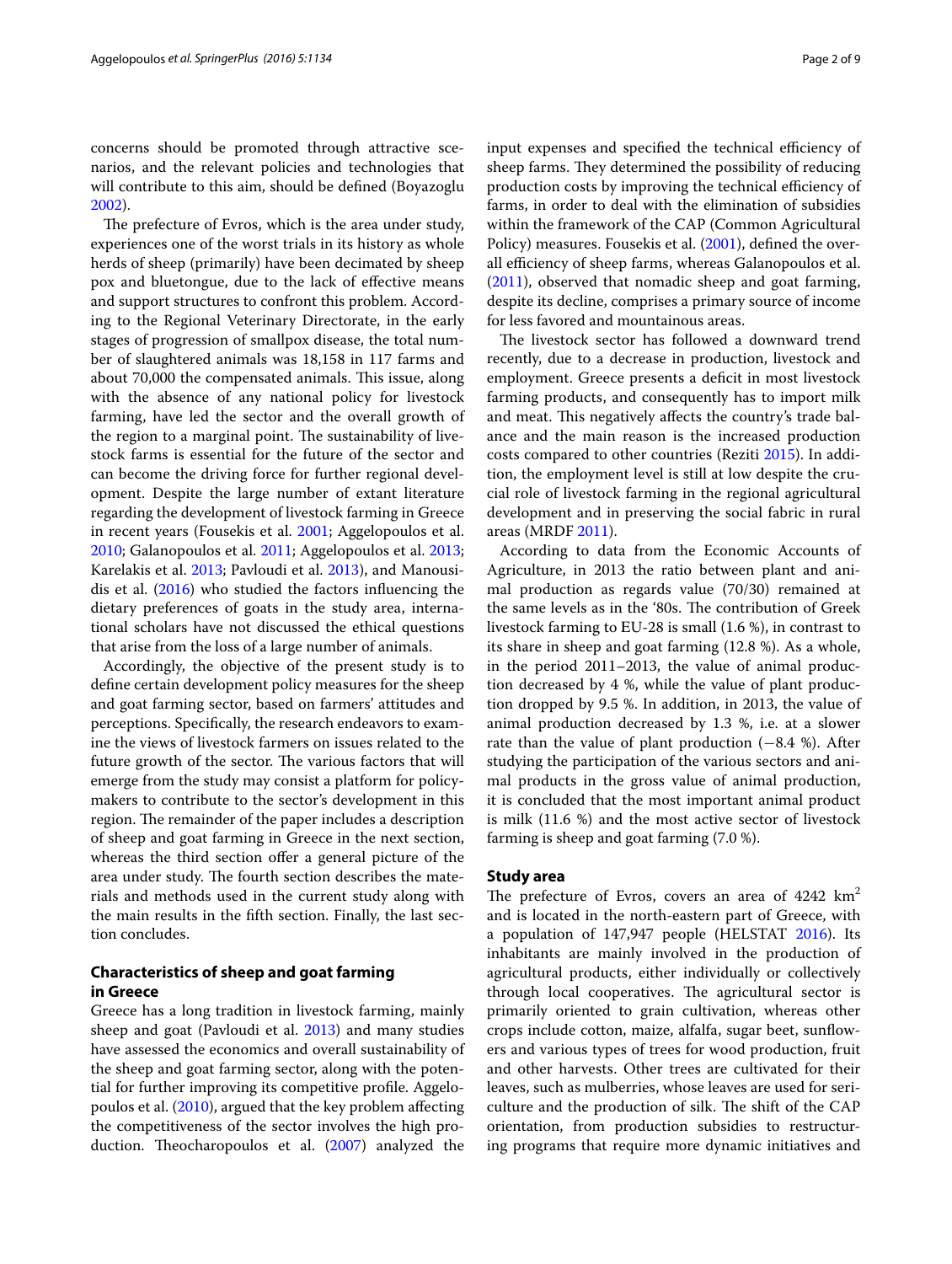concerns should be promoted through attractive scenarios, and the relevant policies and technologies that will contribute to this aim, should be defined (Boyazoglu 2002).

The prefecture of Evros, which is the area under study, experiences one of the worst trials in its history as whole herds of sheep (primarily) have been decimated by sheep pox and bluetongue, due to the lack of effective means and support structures to confront this problem. According to the Regional Veterinary Directorate, in the early stages of progression of smallpox disease, the total number of slaughtered animals was 18,158 in 117 farms and about 70,000 the compensated animals. This issue, along with the absence of any national policy for livestock farming, have led the sector and the overall growth of the region to a marginal point. The sustainability of livestock farms is essential for the future of the sector and can become the driving force for further regional development. Despite the large number of extant literature regarding the development of livestock farming in Greece in recent years (Fousekis et al. 2001; Aggelopoulos et al. 2010; Galanopoulos et al. 2011; Aggelopoulos et al. 2013; Karelakis et al. 2013; Pavloudi et al. 2013), and Manousidis et al. (2016) who studied the factors influencing the dietary preferences of goats in the study area, international scholars have not discussed the ethical questions that arise from the loss of a large number of animals.

Accordingly, the objective of the present study is to define certain development policy measures for the sheep and goat farming sector, based on farmers' attitudes and perceptions. Specifically, the research endeavors to examine the views of livestock farmers on issues related to the future growth of the sector. The various factors that will emerge from the study may consist a platform for policymakers to contribute to the sector's development in this region. The remainder of the paper includes a description of sheep and goat farming in Greece in the next section, whereas the third section offer a general picture of the area under study. The fourth section describes the materials and methods used in the current study along with the main results in the fifth section. Finally, the last section concludes.

## Characteristics of sheep and goat farming in Greece

Greece has a long tradition in livestock farming, mainly sheep and goat (Pavloudi et al. 2013) and many studies have assessed the economics and overall sustainability of the sheep and goat farming sector, along with the potential for further improving its competitive profile. Aggelopoulos et al. (2010), argued that the key problem affecting the competitiveness of the sector involves the high production. Theocharopoulos et al. (2007) analyzed the input expenses and specified the technical efficiency of sheep farms. They determined the possibility of reducing production costs by improving the technical efficiency of farms, in order to deal with the elimination of subsidies within the framework of the CAP (Common Agricultural Policy) measures. Fousekis et al. (2001), defined the overall efficiency of sheep farms, whereas Galanopoulos et al. (2011), observed that nomadic sheep and goat farming, despite its decline, comprises a primary source of income for less favored and mountainous areas.

The livestock sector has followed a downward trend recently, due to a decrease in production, livestock and employment. Greece presents a deficit in most livestock farming products, and consequently has to import milk and meat. This negatively affects the country's trade balance and the main reason is the increased production costs compared to other countries (Reziti 2015). In addition, the employment level is still at low despite the crucial role of livestock farming in the regional agricultural development and in preserving the social fabric in rural areas (MRDF 2011).

According to data from the Economic Accounts of Agriculture, in 2013 the ratio between plant and animal production as regards value (70/30) remained at the same levels as in the '80s. The contribution of Greek livestock farming to EU-28 is small (1.6 %), in contrast to its share in sheep and goat farming (12.8 %). As a whole, in the period 2011–2013, the value of animal production decreased by 4 %, while the value of plant production dropped by 9.5 %. In addition, in 2013, the value of animal production decreased by 1.3 %, i.e. at a slower rate than the value of plant production (−8.4 %). After studying the participation of the various sectors and animal products in the gross value of animal production, it is concluded that the most important animal product is milk (11.6 %) and the most active sector of livestock farming is sheep and goat farming (7.0 %).

## Study area

The prefecture of Evros, covers an area of 4242 km$^2$ and is located in the north-eastern part of Greece, with a population of 147,947 people (HELSTAT 2016). Its inhabitants are mainly involved in the production of agricultural products, either individually or collectively through local cooperatives. The agricultural sector is primarily oriented to grain cultivation, whereas other crops include cotton, maize, alfalfa, sugar beet, sunflowers and various types of trees for wood production, fruit and other harvests. Other trees are cultivated for their leaves, such as mulberries, whose leaves are used for sericulture and the production of silk. The shift of the CAP orientation, from production subsidies to restructuring programs that require more dynamic initiatives and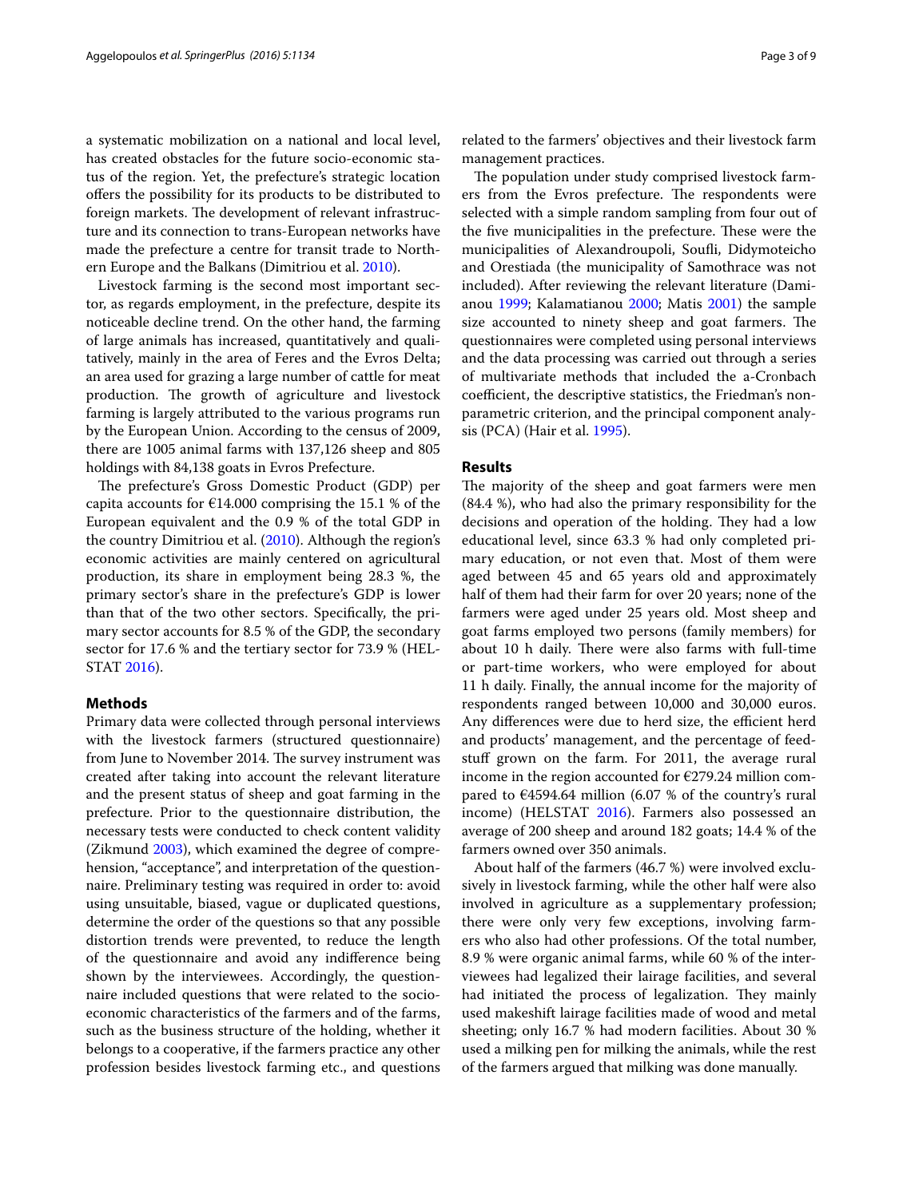a systematic mobilization on a national and local level, has created obstacles for the future socio-economic status of the region. Yet, the prefecture's strategic location offers the possibility for its products to be distributed to foreign markets. The development of relevant infrastructure and its connection to trans-European networks have made the prefecture a centre for transit trade to Northern Europe and the Balkans (Dimitriou et al. 2010).

Livestock farming is the second most important sector, as regards employment, in the prefecture, despite its noticeable decline trend. On the other hand, the farming of large animals has increased, quantitatively and qualitatively, mainly in the area of Feres and the Evros Delta; an area used for grazing a large number of cattle for meat production. The growth of agriculture and livestock farming is largely attributed to the various programs run by the European Union. According to the census of 2009, there are 1005 animal farms with 137,126 sheep and 805 holdings with 84,138 goats in Evros Prefecture.

The prefecture's Gross Domestic Product (GDP) per capita accounts for €14.000 comprising the 15.1 % of the European equivalent and the 0.9 % of the total GDP in the country Dimitriou et al. (2010). Although the region's economic activities are mainly centered on agricultural production, its share in employment being 28.3 %, the primary sector's share in the prefecture's GDP is lower than that of the two other sectors. Specifically, the primary sector accounts for 8.5 % of the GDP, the secondary sector for 17.6 % and the tertiary sector for 73.9 % (HELSTAT 2016).

## Methods

Primary data were collected through personal interviews with the livestock farmers (structured questionnaire) from June to November 2014. The survey instrument was created after taking into account the relevant literature and the present status of sheep and goat farming in the prefecture. Prior to the questionnaire distribution, the necessary tests were conducted to check content validity (Zikmund 2003), which examined the degree of comprehension, "acceptance", and interpretation of the questionnaire. Preliminary testing was required in order to: avoid using unsuitable, biased, vague or duplicated questions, determine the order of the questions so that any possible distortion trends were prevented, to reduce the length of the questionnaire and avoid any indifference being shown by the interviewees. Accordingly, the questionnaire included questions that were related to the socio-economic characteristics of the farmers and of the farms, such as the business structure of the holding, whether it belongs to a cooperative, if the farmers practice any other profession besides livestock farming etc., and questions related to the farmers' objectives and their livestock farm management practices.

The population under study comprised livestock farmers from the Evros prefecture. The respondents were selected with a simple random sampling from four out of the five municipalities in the prefecture. These were the municipalities of Alexandroupoli, Soufli, Didymoteicho and Orestiada (the municipality of Samothrace was not included). After reviewing the relevant literature (Damianou 1999; Kalamatianou 2000; Matis 2001) the sample size accounted to ninety sheep and goat farmers. The questionnaires were completed using personal interviews and the data processing was carried out through a series of multivariate methods that included the a-Cronbach coefficient, the descriptive statistics, the Friedman's non-parametric criterion, and the principal component analysis (PCA) (Hair et al. 1995).

## Results

The majority of the sheep and goat farmers were men (84.4 %), who had also the primary responsibility for the decisions and operation of the holding. They had a low educational level, since 63.3 % had only completed primary education, or not even that. Most of them were aged between 45 and 65 years old and approximately half of them had their farm for over 20 years; none of the farmers were aged under 25 years old. Most sheep and goat farms employed two persons (family members) for about 10 h daily. There were also farms with full-time or part-time workers, who were employed for about 11 h daily. Finally, the annual income for the majority of respondents ranged between 10,000 and 30,000 euros. Any differences were due to herd size, the efficient herd and products' management, and the percentage of feedstuff grown on the farm. For 2011, the average rural income in the region accounted for €279.24 million compared to €4594.64 million (6.07 % of the country's rural income) (HELSTAT 2016). Farmers also possessed an average of 200 sheep and around 182 goats; 14.4 % of the farmers owned over 350 animals.

About half of the farmers (46.7 %) were involved exclusively in livestock farming, while the other half were also involved in agriculture as a supplementary profession; there were only very few exceptions, involving farmers who also had other professions. Of the total number, 8.9 % were organic animal farms, while 60 % of the interviewees had legalized their lairage facilities, and several had initiated the process of legalization. They mainly used makeshift lairage facilities made of wood and metal sheeting; only 16.7 % had modern facilities. About 30 % used a milking pen for milking the animals, while the rest of the farmers argued that milking was done manually.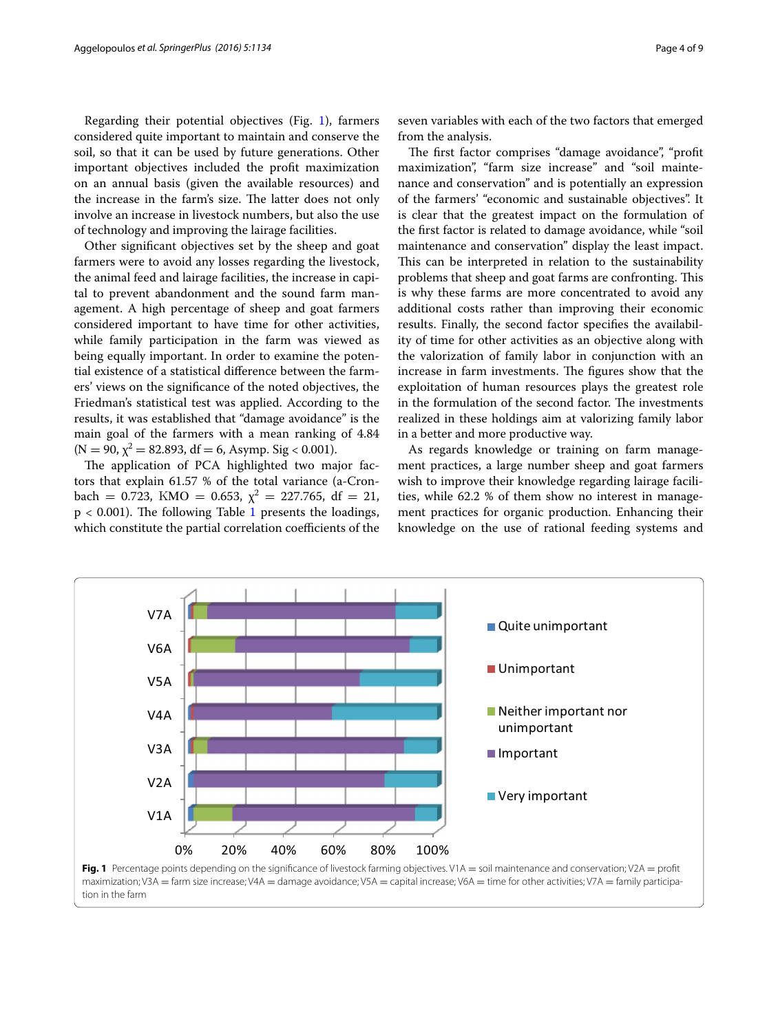Regarding their potential objectives (Fig. 1), farmers considered quite important to maintain and conserve the soil, so that it can be used by future generations. Other important objectives included the profit maximization on an annual basis (given the available resources) and the increase in the farm's size. The latter does not only involve an increase in livestock numbers, but also the use of technology and improving the lairage facilities.

Other significant objectives set by the sheep and goat farmers were to avoid any losses regarding the livestock, the animal feed and lairage facilities, the increase in capital to prevent abandonment and the sound farm management. A high percentage of sheep and goat farmers considered important to have time for other activities, while family participation in the farm was viewed as being equally important. In order to examine the potential existence of a statistical difference between the farmers' views on the significance of the noted objectives, the Friedman's statistical test was applied. According to the results, it was established that "damage avoidance" is the main goal of the farmers with a mean ranking of 4.84 ($N = 90$, $\chi^2 = 82.893$, $df = 6$, Asymp. Sig $< 0.001$).

The application of PCA highlighted two major factors that explain 61.57 % of the total variance (a-Cronbach $= 0.723$, KMO $= 0.653$, $\chi^2 = 227.765$, $df = 21$, $p < 0.001$). The following Table 1 presents the loadings, which constitute the partial correlation coefficients of the seven variables with each of the two factors that emerged from the analysis.

The first factor comprises "damage avoidance", "profit maximization", "farm size increase" and "soil maintenance and conservation" and is potentially an expression of the farmers' "economic and sustainable objectives". It is clear that the greatest impact on the formulation of the first factor is related to damage avoidance, while "soil maintenance and conservation" display the least impact. This can be interpreted in relation to the sustainability problems that sheep and goat farms are confronting. This is why these farms are more concentrated to avoid any additional costs rather than improving their economic results. Finally, the second factor specifies the availability of time for other activities as an objective along with the valorization of family labor in conjunction with an increase in farm investments. The figures show that the exploitation of human resources plays the greatest role in the formulation of the second factor. The investments realized in these holdings aim at valorizing family labor in a better and more productive way.

As regards knowledge or training on farm management practices, a large number sheep and goat farmers wish to improve their knowledge regarding lairage facilities, while 62.2 % of them show no interest in management practices for organic production. Enhancing their knowledge on the use of rational feeding systems and

**Fig. 1** Percentage points depending on the significance of livestock farming objectives. V1A = soil maintenance and conservation; V2A = profit maximization; V3A = farm size increase; V4A = damage avoidance; V5A = capital increase; V6A = time for other activities; V7A = family participation in the farm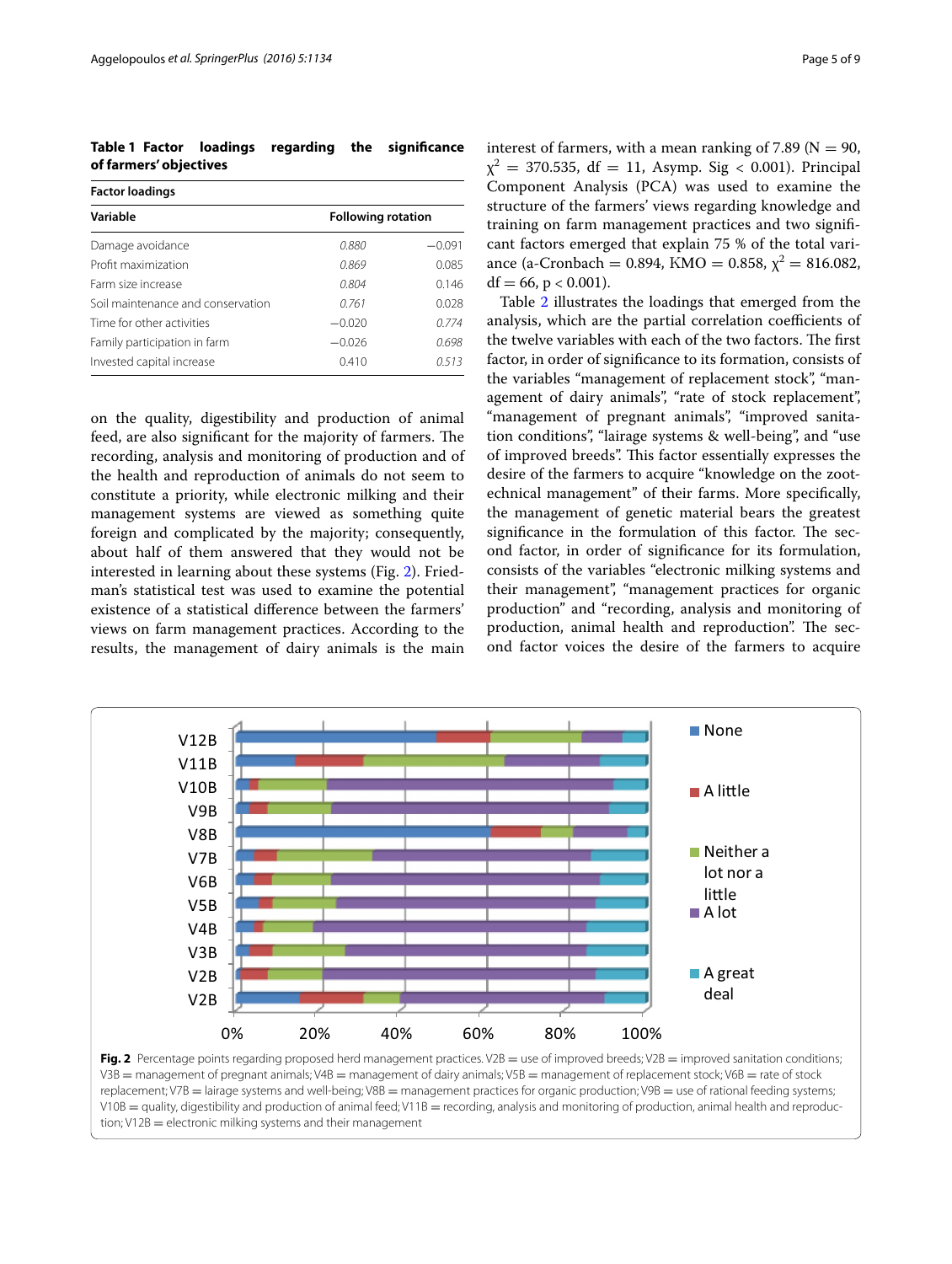**Table 1 Factor loadings regarding the significance of farmers' objectives**

| Factor loadings | | |
|---|---|---|
| Variable | Following rotation | |
| Damage avoidance | *0.880* | −0.091 |
| Profit maximization | *0.869* | 0.085 |
| Farm size increase | *0.804* | 0.146 |
| Soil maintenance and conservation | *0.761* | 0.028 |
| Time for other activities | −0.020 | *0.774* |
| Family participation in farm | −0.026 | *0.698* |
| Invested capital increase | 0.410 | *0.513* |

on the quality, digestibility and production of animal feed, are also significant for the majority of farmers. The recording, analysis and monitoring of production and of the health and reproduction of animals do not seem to constitute a priority, while electronic milking and their management systems are viewed as something quite foreign and complicated by the majority; consequently, about half of them answered that they would not be interested in learning about these systems (Fig. 2). Friedman's statistical test was used to examine the potential existence of a statistical difference between the farmers' views on farm management practices. According to the results, the management of dairy animals is the main interest of farmers, with a mean ranking of 7.89 ($N = 90$, $\chi^2 = 370.535$, df $= 11$, Asymp. Sig $< 0.001$). Principal Component Analysis (PCA) was used to examine the structure of the farmers' views regarding knowledge and training on farm management practices and two significant factors emerged that explain 75 % of the total variance (a-Cronbach $= 0.894$, KMO $= 0.858$, $\chi^2 = 816.082$, df $= 66$, $p < 0.001$).

Table 2 illustrates the loadings that emerged from the analysis, which are the partial correlation coefficients of the twelve variables with each of the two factors. The first factor, in order of significance to its formation, consists of the variables "management of replacement stock", "management of dairy animals", "rate of stock replacement", "management of pregnant animals", "improved sanitation conditions", "lairage systems & well-being", and "use of improved breeds". This factor essentially expresses the desire of the farmers to acquire "knowledge on the zootechnical management" of their farms. More specifically, the management of genetic material bears the greatest significance in the formulation of this factor. The second factor, in order of significance for its formulation, consists of the variables "electronic milking systems and their management", "management practices for organic production" and "recording, analysis and monitoring of production, animal health and reproduction". The second factor voices the desire of the farmers to acquire

**Fig. 2** Percentage points regarding proposed herd management practices. V2B = use of improved breeds; V2B = improved sanitation conditions; V3B = management of pregnant animals; V4B = management of dairy animals; V5B = management of replacement stock; V6B = rate of stock replacement; V7B = lairage systems and well-being; V8B = management practices for organic production; V9B = use of rational feeding systems; V10B = quality, digestibility and production of animal feed; V11B = recording, analysis and monitoring of production, animal health and reproduction; V12B = electronic milking systems and their management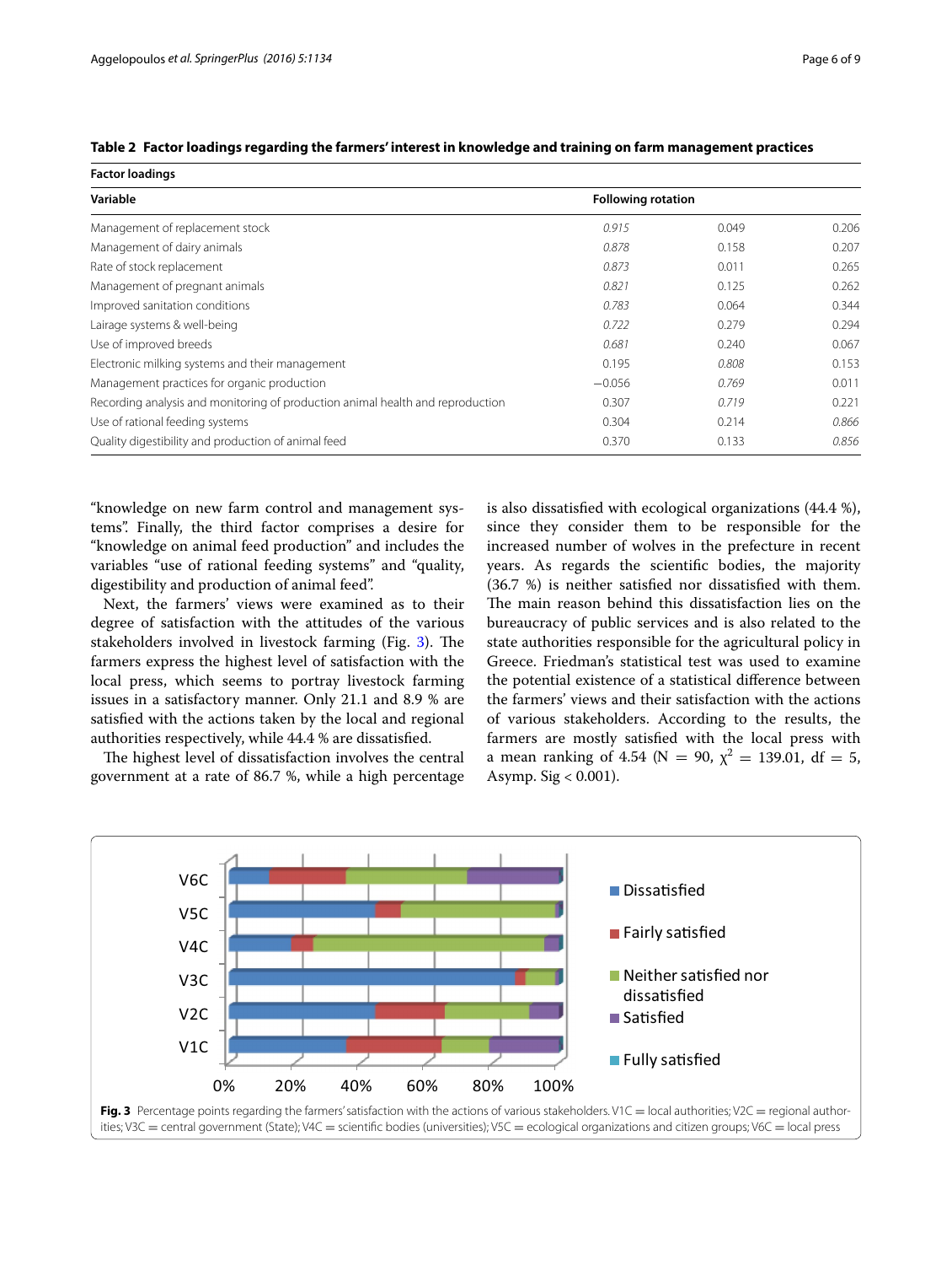**Table 2 Factor loadings regarding the farmers' interest in knowledge and training on farm management practices**

| Factor loadings | | | |
|---|---|---|---|
| Variable | Following rotation | | |
| Management of replacement stock | *0.915* | 0.049 | 0.206 |
| Management of dairy animals | *0.878* | 0.158 | 0.207 |
| Rate of stock replacement | *0.873* | 0.011 | 0.265 |
| Management of pregnant animals | *0.821* | 0.125 | 0.262 |
| Improved sanitation conditions | *0.783* | 0.064 | 0.344 |
| Lairage systems & well-being | *0.722* | 0.279 | 0.294 |
| Use of improved breeds | *0.681* | 0.240 | 0.067 |
| Electronic milking systems and their management | 0.195 | *0.808* | 0.153 |
| Management practices for organic production | −0.056 | *0.769* | 0.011 |
| Recording analysis and monitoring of production animal health and reproduction | 0.307 | *0.719* | 0.221 |
| Use of rational feeding systems | 0.304 | 0.214 | *0.866* |
| Quality digestibility and production of animal feed | 0.370 | 0.133 | *0.856* |

"knowledge on new farm control and management systems". Finally, the third factor comprises a desire for "knowledge on animal feed production" and includes the variables "use of rational feeding systems" and "quality, digestibility and production of animal feed".

Next, the farmers' views were examined as to their degree of satisfaction with the attitudes of the various stakeholders involved in livestock farming (Fig. 3). The farmers express the highest level of satisfaction with the local press, which seems to portray livestock farming issues in a satisfactory manner. Only 21.1 and 8.9 % are satisfied with the actions taken by the local and regional authorities respectively, while 44.4 % are dissatisfied.

The highest level of dissatisfaction involves the central government at a rate of 86.7 %, while a high percentage is also dissatisfied with ecological organizations (44.4 %), since they consider them to be responsible for the increased number of wolves in the prefecture in recent years. As regards the scientific bodies, the majority (36.7 %) is neither satisfied nor dissatisfied with them. The main reason behind this dissatisfaction lies on the bureaucracy of public services and is also related to the state authorities responsible for the agricultural policy in Greece. Friedman's statistical test was used to examine the potential existence of a statistical difference between the farmers' views and their satisfaction with the actions of various stakeholders. According to the results, the farmers are mostly satisfied with the local press with a mean ranking of 4.54 (N = 90, $\chi^2$ = 139.01, df = 5, Asymp. Sig < 0.001).

**Fig. 3** Percentage points regarding the farmers' satisfaction with the actions of various stakeholders. V1C = local authorities; V2C = regional authorities; V3C = central government (State); V4C = scientific bodies (universities); V5C = ecological organizations and citizen groups; V6C = local press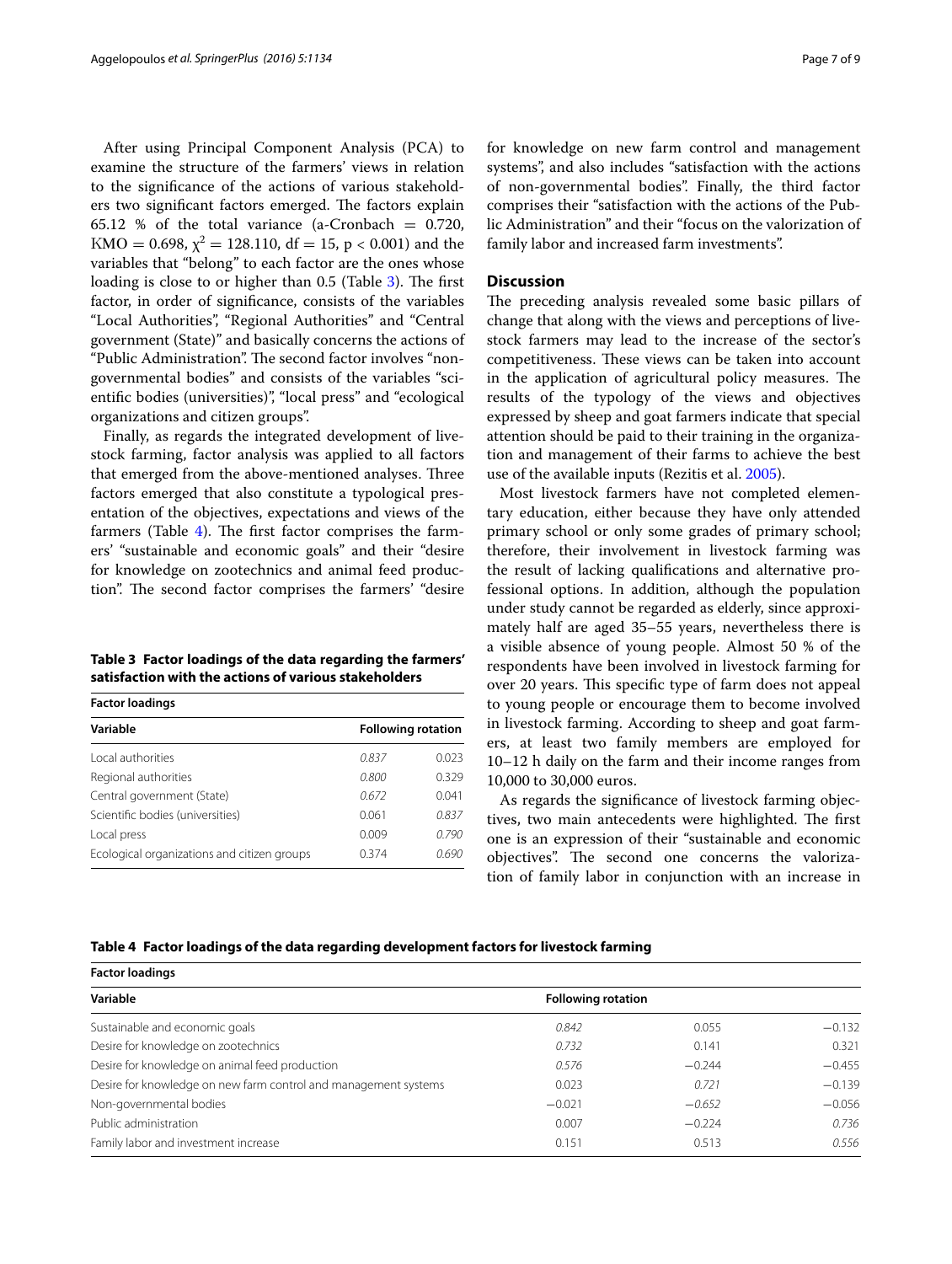After using Principal Component Analysis (PCA) to examine the structure of the farmers' views in relation to the significance of the actions of various stakeholders two significant factors emerged. The factors explain 65.12 % of the total variance (a-Cronbach = 0.720, KMO = 0.698, $\chi^2 = 128.110$, df = 15, $p < 0.001$) and the variables that "belong" to each factor are the ones whose loading is close to or higher than 0.5 (Table 3). The first factor, in order of significance, consists of the variables "Local Authorities", "Regional Authorities" and "Central government (State)" and basically concerns the actions of "Public Administration". The second factor involves "non-governmental bodies" and consists of the variables "scientific bodies (universities)", "local press" and "ecological organizations and citizen groups".

Finally, as regards the integrated development of livestock farming, factor analysis was applied to all factors that emerged from the above-mentioned analyses. Three factors emerged that also constitute a typological presentation of the objectives, expectations and views of the farmers (Table 4). The first factor comprises the farmers' "sustainable and economic goals" and their "desire for knowledge on zootechnics and animal feed production". The second factor comprises the farmers' "desire for knowledge on new farm control and management systems", and also includes "satisfaction with the actions of non-governmental bodies". Finally, the third factor comprises their "satisfaction with the actions of the Public Administration" and their "focus on the valorization of family labor and increased farm investments".

**Table 3 Factor loadings of the data regarding the farmers' satisfaction with the actions of various stakeholders**

| Factor loadings | | |
|---|---|---|
| Variable | Following rotation | |
| Local authorities | *0.837* | 0.023 |
| Regional authorities | *0.800* | 0.329 |
| Central government (State) | *0.672* | 0.041 |
| Scientific bodies (universities) | 0.061 | *0.837* |
| Local press | 0.009 | *0.790* |
| Ecological organizations and citizen groups | 0.374 | *0.690* |

## Discussion

The preceding analysis revealed some basic pillars of change that along with the views and perceptions of livestock farmers may lead to the increase of the sector's competitiveness. These views can be taken into account in the application of agricultural policy measures. The results of the typology of the views and objectives expressed by sheep and goat farmers indicate that special attention should be paid to their training in the organization and management of their farms to achieve the best use of the available inputs (Rezitis et al. 2005).

Most livestock farmers have not completed elementary education, either because they have only attended primary school or only some grades of primary school; therefore, their involvement in livestock farming was the result of lacking qualifications and alternative professional options. In addition, although the population under study cannot be regarded as elderly, since approximately half are aged 35–55 years, nevertheless there is a visible absence of young people. Almost 50 % of the respondents have been involved in livestock farming for over 20 years. This specific type of farm does not appeal to young people or encourage them to become involved in livestock farming. According to sheep and goat farmers, at least two family members are employed for 10–12 h daily on the farm and their income ranges from 10,000 to 30,000 euros.

As regards the significance of livestock farming objectives, two main antecedents were highlighted. The first one is an expression of their "sustainable and economic objectives". The second one concerns the valorization of family labor in conjunction with an increase in

**Table 4 Factor loadings of the data regarding development factors for livestock farming**

| Factor loadings | | | |
|---|---|---|---|
| Variable | Following rotation | | |
| Sustainable and economic goals | *0.842* | 0.055 | −0.132 |
| Desire for knowledge on zootechnics | *0.732* | 0.141 | 0.321 |
| Desire for knowledge on animal feed production | *0.576* | −0.244 | −0.455 |
| Desire for knowledge on new farm control and management systems | 0.023 | *0.721* | −0.139 |
| Non-governmental bodies | −0.021 | *−0.652* | −0.056 |
| Public administration | 0.007 | −0.224 | *0.736* |
| Family labor and investment increase | 0.151 | 0.513 | *0.556* |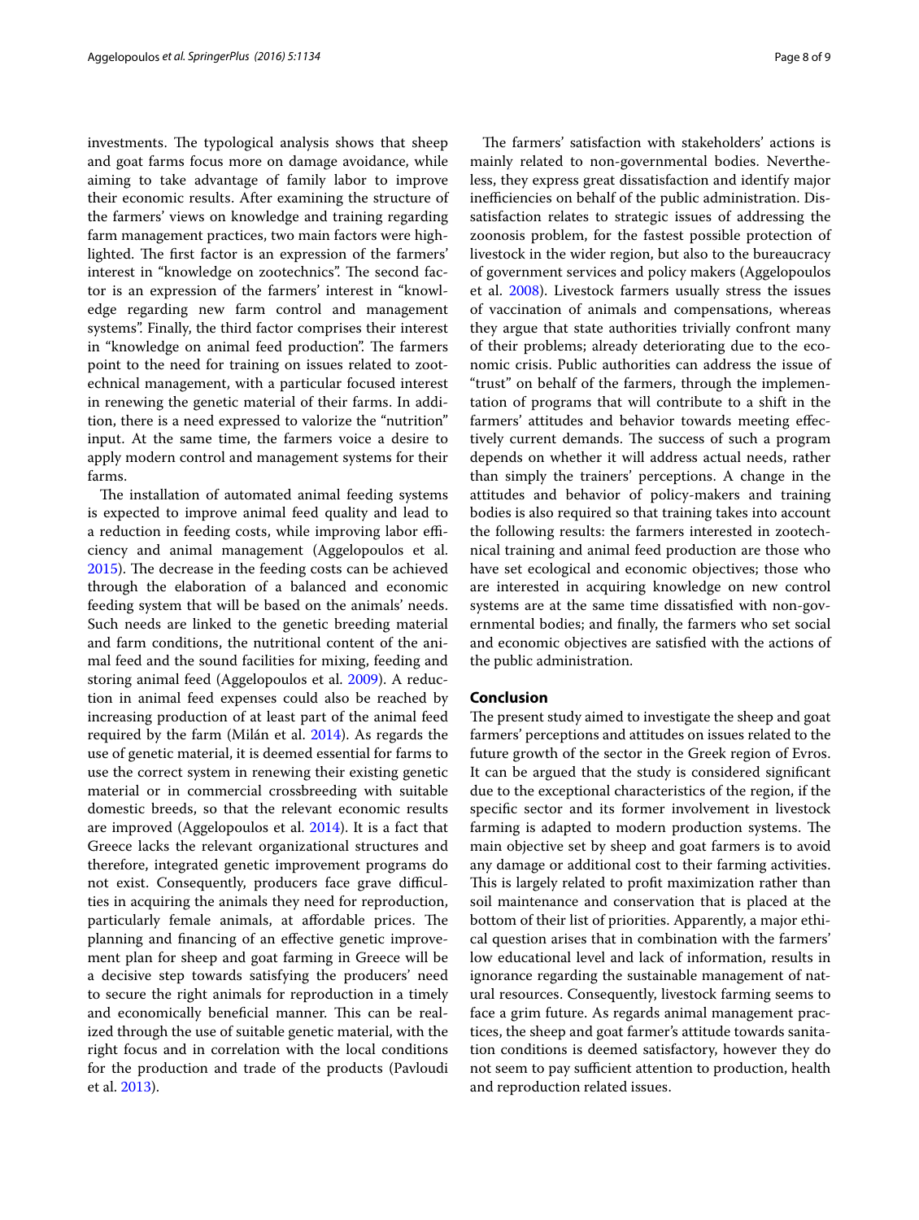investments. The typological analysis shows that sheep and goat farms focus more on damage avoidance, while aiming to take advantage of family labor to improve their economic results. After examining the structure of the farmers' views on knowledge and training regarding farm management practices, two main factors were highlighted. The first factor is an expression of the farmers' interest in "knowledge on zootechnics". The second factor is an expression of the farmers' interest in "knowledge regarding new farm control and management systems". Finally, the third factor comprises their interest in "knowledge on animal feed production". The farmers point to the need for training on issues related to zootechnical management, with a particular focused interest in renewing the genetic material of their farms. In addition, there is a need expressed to valorize the "nutrition" input. At the same time, the farmers voice a desire to apply modern control and management systems for their farms.

The installation of automated animal feeding systems is expected to improve animal feed quality and lead to a reduction in feeding costs, while improving labor efficiency and animal management (Aggelopoulos et al. 2015). The decrease in the feeding costs can be achieved through the elaboration of a balanced and economic feeding system that will be based on the animals' needs. Such needs are linked to the genetic breeding material and farm conditions, the nutritional content of the animal feed and the sound facilities for mixing, feeding and storing animal feed (Aggelopoulos et al. 2009). A reduction in animal feed expenses could also be reached by increasing production of at least part of the animal feed required by the farm (Milán et al. 2014). As regards the use of genetic material, it is deemed essential for farms to use the correct system in renewing their existing genetic material or in commercial crossbreeding with suitable domestic breeds, so that the relevant economic results are improved (Aggelopoulos et al. 2014). It is a fact that Greece lacks the relevant organizational structures and therefore, integrated genetic improvement programs do not exist. Consequently, producers face grave difficulties in acquiring the animals they need for reproduction, particularly female animals, at affordable prices. The planning and financing of an effective genetic improvement plan for sheep and goat farming in Greece will be a decisive step towards satisfying the producers' need to secure the right animals for reproduction in a timely and economically beneficial manner. This can be realized through the use of suitable genetic material, with the right focus and in correlation with the local conditions for the production and trade of the products (Pavloudi et al. 2013).

The farmers' satisfaction with stakeholders' actions is mainly related to non-governmental bodies. Nevertheless, they express great dissatisfaction and identify major inefficiencies on behalf of the public administration. Dissatisfaction relates to strategic issues of addressing the zoonosis problem, for the fastest possible protection of livestock in the wider region, but also to the bureaucracy of government services and policy makers (Aggelopoulos et al. 2008). Livestock farmers usually stress the issues of vaccination of animals and compensations, whereas they argue that state authorities trivially confront many of their problems; already deteriorating due to the economic crisis. Public authorities can address the issue of "trust" on behalf of the farmers, through the implementation of programs that will contribute to a shift in the farmers' attitudes and behavior towards meeting effectively current demands. The success of such a program depends on whether it will address actual needs, rather than simply the trainers' perceptions. A change in the attitudes and behavior of policy-makers and training bodies is also required so that training takes into account the following results: the farmers interested in zootechnical training and animal feed production are those who have set ecological and economic objectives; those who are interested in acquiring knowledge on new control systems are at the same time dissatisfied with non-governmental bodies; and finally, the farmers who set social and economic objectives are satisfied with the actions of the public administration.

## Conclusion

The present study aimed to investigate the sheep and goat farmers' perceptions and attitudes on issues related to the future growth of the sector in the Greek region of Evros. It can be argued that the study is considered significant due to the exceptional characteristics of the region, if the specific sector and its former involvement in livestock farming is adapted to modern production systems. The main objective set by sheep and goat farmers is to avoid any damage or additional cost to their farming activities. This is largely related to profit maximization rather than soil maintenance and conservation that is placed at the bottom of their list of priorities. Apparently, a major ethical question arises that in combination with the farmers' low educational level and lack of information, results in ignorance regarding the sustainable management of natural resources. Consequently, livestock farming seems to face a grim future. As regards animal management practices, the sheep and goat farmer's attitude towards sanitation conditions is deemed satisfactory, however they do not seem to pay sufficient attention to production, health and reproduction related issues.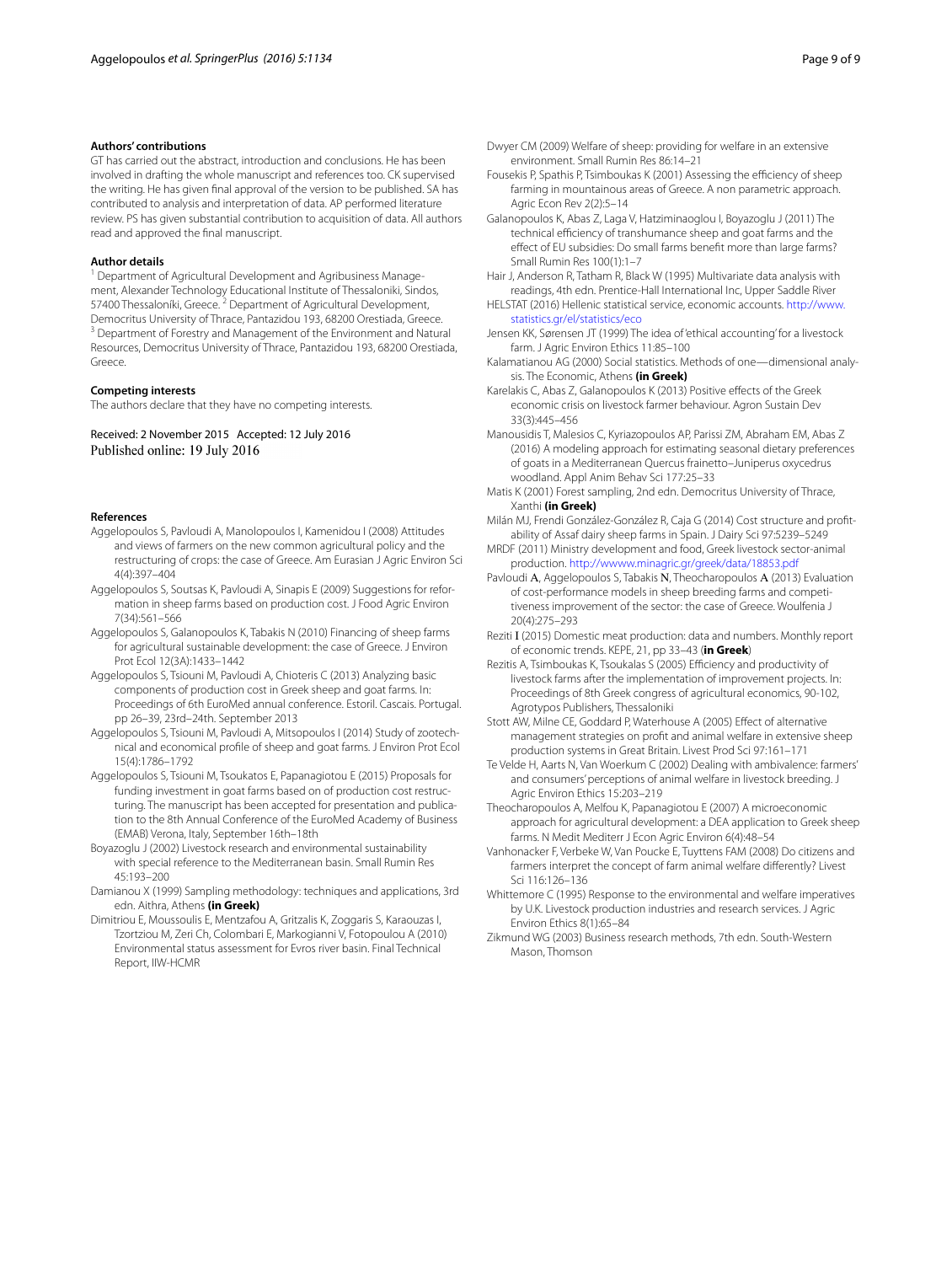**Authors' contributions**

GT has carried out the abstract, introduction and conclusions. He has been involved in drafting the whole manuscript and references too. CK supervised the writing. He has given final approval of the version to be published. SA has contributed to analysis and interpretation of data. AP performed literature review. PS has given substantial contribution to acquisition of data. All authors read and approved the final manuscript.

**Author details**

[1] Department of Agricultural Development and Agribusiness Management, Alexander Technology Educational Institute of Thessaloniki, Sindos, 57400 Thessaloníki, Greece. [2] Department of Agricultural Development, Democritus University of Thrace, Pantazidou 193, 68200 Orestiada, Greece. [3] Department of Forestry and Management of the Environment and Natural Resources, Democritus University of Thrace, Pantazidou 193, 68200 Orestiada, Greece.

**Competing interests**

The authors declare that they have no competing interests.

Received: 2 November 2015 Accepted: 12 July 2016
Published online: 19 July 2016

**References**

Aggelopoulos S, Pavloudi A, Manolopoulos I, Kamenidou I (2008) Attitudes and views of farmers on the new common agricultural policy and the restructuring of crops: the case of Greece. Am Eurasian J Agric Environ Sci 4(4):397–404

Aggelopoulos S, Soutsas K, Pavloudi A, Sinapis E (2009) Suggestions for reformation in sheep farms based on production cost. J Food Agric Environ 7(34):561–566

Aggelopoulos S, Galanopoulos K, Tabakis N (2010) Financing of sheep farms for agricultural sustainable development: the case of Greece. J Environ Prot Ecol 12(3A):1433–1442

Aggelopoulos S, Tsiouni M, Pavloudi A, Chioteris C (2013) Analyzing basic components of production cost in Greek sheep and goat farms. In: Proceedings of 6th EuroMed annual conference. Estoril. Cascais. Portugal. pp 26–39, 23rd–24th. September 2013

Aggelopoulos S, Tsiouni M, Pavloudi A, Mitsopoulos I (2014) Study of zootechnical and economical profile of sheep and goat farms. J Environ Prot Ecol 15(4):1786–1792

Aggelopoulos S, Tsiouni M, Tsoukatos E, Papanagiotou E (2015) Proposals for funding investment in goat farms based on of production cost restructuring. The manuscript has been accepted for presentation and publication to the 8th Annual Conference of the EuroMed Academy of Business (EMAB) Verona, Italy, September 16th–18th

Boyazoglu J (2002) Livestock research and environmental sustainability with special reference to the Mediterranean basin. Small Rumin Res 45:193–200

Damianou X (1999) Sampling methodology: techniques and applications, 3rd edn. Aithra, Athens **(in Greek)**

Dimitriou E, Moussoulis E, Mentzafou A, Gritzalis K, Zoggaris S, Karaouzas I, Tzortziou M, Zeri Ch, Colombari E, Markogianni V, Fotopoulou A (2010) Environmental status assessment for Evros river basin. Final Technical Report, IIW-HCMR

Dwyer CM (2009) Welfare of sheep: providing for welfare in an extensive environment. Small Rumin Res 86:14–21

Fousekis P, Spathis P, Tsimboukas K (2001) Assessing the efficiency of sheep farming in mountainous areas of Greece. A non parametric approach. Agric Econ Rev 2(2):5–14

Galanopoulos K, Abas Z, Laga V, Hatziminaoglou I, Boyazoglu J (2011) The technical efficiency of transhumance sheep and goat farms and the effect of EU subsidies: Do small farms benefit more than large farms? Small Rumin Res 100(1):1–7

Hair J, Anderson R, Tatham R, Black W (1995) Multivariate data analysis with readings, 4th edn. Prentice-Hall International Inc, Upper Saddle River

HELSTAT (2016) Hellenic statistical service, economic accounts. http://www.statistics.gr/el/statistics/eco

Jensen KK, Sørensen JT (1999) The idea of 'ethical accounting' for a livestock farm. J Agric Environ Ethics 11:85–100

Kalamatianou AG (2000) Social statistics. Methods of one—dimensional analysis. The Economic, Athens **(in Greek)**

Karelakis C, Abas Z, Galanopoulos K (2013) Positive effects of the Greek economic crisis on livestock farmer behaviour. Agron Sustain Dev 33(3):445–456

Manousidis T, Malesios C, Kyriazopoulos AP, Parissi ZM, Abraham EM, Abas Z (2016) A modeling approach for estimating seasonal dietary preferences of goats in a Mediterranean Quercus frainetto–Juniperus oxycedrus woodland. Appl Anim Behav Sci 177:25–33

Matis K (2001) Forest sampling, 2nd edn. Democritus University of Thrace, Xanthi **(in Greek)**

Milán MJ, Frendi González-González R, Caja G (2014) Cost structure and profitability of Assaf dairy sheep farms in Spain. J Dairy Sci 97:5239–5249

MRDF (2011) Ministry development and food, Greek livestock sector-animal production. http://wwww.minagric.gr/greek/data/18853.pdf

Pavloudi A, Aggelopoulos S, Tabakis N, Theocharopoulos A (2013) Evaluation of cost-performance models in sheep breeding farms and competitiveness improvement of the sector: the case of Greece. Woulfenia J 20(4):275–293

Reziti I (2015) Domestic meat production: data and numbers. Monthly report of economic trends. KEPE, 21, pp 33–43 (**in Greek**)

Rezitis A, Tsimboukas K, Tsoukalas S (2005) Efficiency and productivity of livestock farms after the implementation of improvement projects. In: Proceedings of 8th Greek congress of agricultural economics, 90-102, Agrotypos Publishers, Thessaloniki

Stott AW, Milne CE, Goddard P, Waterhouse A (2005) Effect of alternative management strategies on profit and animal welfare in extensive sheep production systems in Great Britain. Livest Prod Sci 97:161–171

Te Velde H, Aarts N, Van Woerkum C (2002) Dealing with ambivalence: farmers' and consumers' perceptions of animal welfare in livestock breeding. J Agric Environ Ethics 15:203–219

Theocharopoulos A, Melfou K, Papanagiotou E (2007) A microeconomic approach for agricultural development: a DEA application to Greek sheep farms. N Medit Mediterr J Econ Agric Environ 6(4):48–54

Vanhonacker F, Verbeke W, Van Poucke E, Tuyttens FAM (2008) Do citizens and farmers interpret the concept of farm animal welfare differently? Livest Sci 116:126–136

Whittemore C (1995) Response to the environmental and welfare imperatives by U.K. Livestock production industries and research services. J Agric Environ Ethics 8(1):65–84

Zikmund WG (2003) Business research methods, 7th edn. South-Western Mason, Thomson